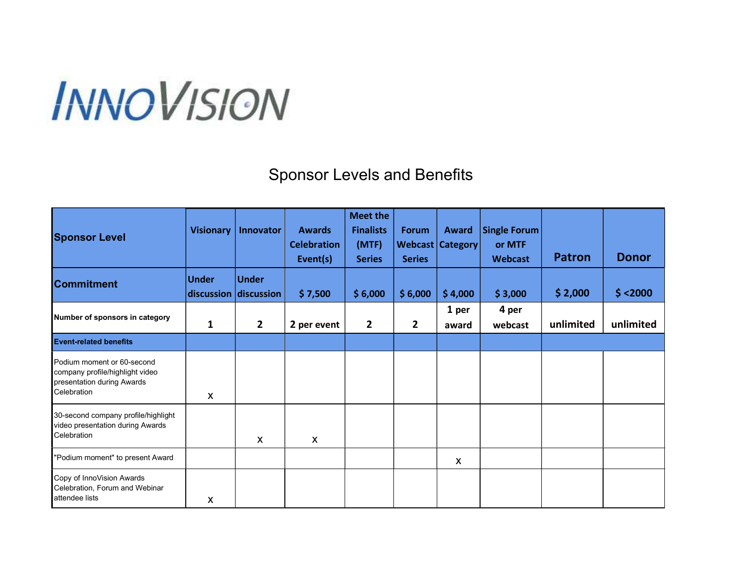INNOVISION

## Sponsor Levels and Benefits

| Sponsor Level | Visionary | Innovator | Awards Celebration Event(s) | Meet the Finalists (MTF) Series | Forum Webcast Series | Award Category | Single Forum or MTF Webcast | Patron | Donor |
|---|---|---|---|---|---|---|---|---|---|
| **Commitment** | Under discussion | Under discussion | $ 7,500 | $ 6,000 | $ 6,000 | $ 4,000 | $ 3,000 | $ 2,000 | $ <2000 |
| **Number of sponsors in category** | 1 | 2 | 2 per event | 2 | 2 | 1 per award | 4 per webcast | unlimited | unlimited |
| **Event-related benefits** | | | | | | | | | |
| Podium moment or 60-second company profile/highlight video presentation during Awards Celebration | x | | | | | | | | |
| 30-second company profile/highlight video presentation during Awards Celebration | | x | x | | | | | | |
| "Podium moment" to present Award | | | | | | x | | | |
| Copy of InnoVision Awards Celebration, Forum and Webinar attendee lists | x | | | | | | | | |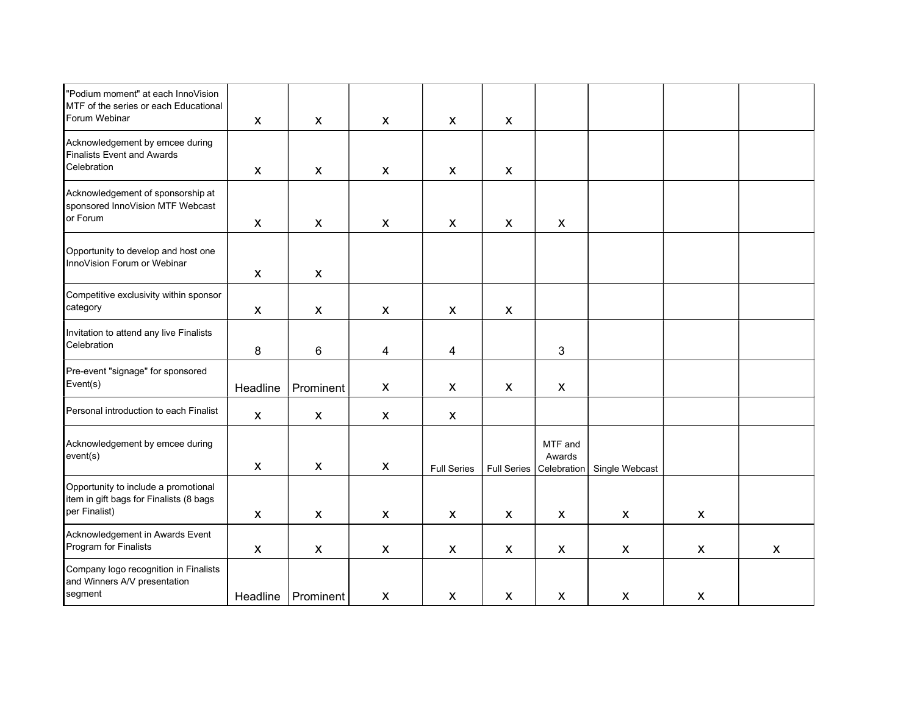| | | | | | | | | | |
|---|---|---|---|---|---|---|---|---|---|
| "Podium moment" at each InnoVision MTF of the series or each Educational Forum Webinar | x | x | x | x | x | | | | |
| Acknowledgement by emcee during Finalists Event and Awards Celebration | x | x | x | x | x | | | | |
| Acknowledgement of sponsorship at sponsored InnoVision MTF Webcast or Forum | x | x | x | x | x | x | | | |
| Opportunity to develop and host one InnoVision Forum or Webinar | x | x | | | | | | | |
| Competitive exclusivity within sponsor category | x | x | x | x | x | | | | |
| Invitation to attend any live Finalists Celebration | 8 | 6 | 4 | 4 | | 3 | | | |
| Pre-event "signage" for sponsored Event(s) | Headline | Prominent | x | x | x | x | | | |
| Personal introduction to each Finalist | x | x | x | x | | | | | |
| Acknowledgement by emcee during event(s) | x | x | x | Full Series | Full Series | MTF and Awards Celebration | Single Webcast | | |
| Opportunity to include a promotional item in gift bags for Finalists (8 bags per Finalist) | x | x | x | x | x | x | x | x | |
| Acknowledgement in Awards Event Program for Finalists | x | x | x | x | x | x | x | x | x |
| Company logo recognition in Finalists and Winners A/V presentation segment | Headline | Prominent | x | x | x | x | x | x | |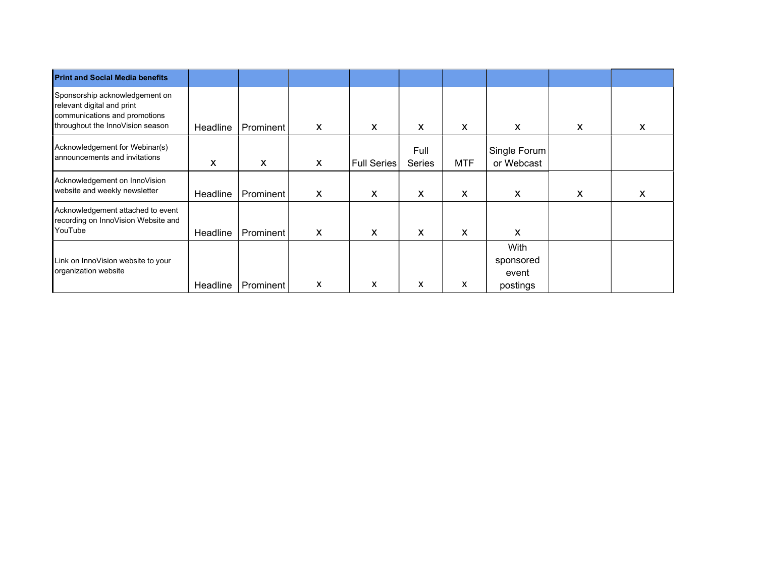| Print and Social Media benefits | | | | | | | | | |
|---|---|---|---|---|---|---|---|---|---|
| Sponsorship acknowledgement on relevant digital and print communications and promotions throughout the InnoVision season | Headline | Prominent | x | x | x | x | x | x | x |
| Acknowledgement for Webinar(s) announcements and invitations | x | x | x | Full Series | Full Series | MTF | Single Forum or Webcast | | |
| Acknowledgement on InnoVision website and weekly newsletter | Headline | Prominent | x | x | x | x | x | x | x |
| Acknowledgement attached to event recording on InnoVision Website and YouTube | Headline | Prominent | x | x | x | x | x | | |
| Link on InnoVision website to your organization website | Headline | Prominent | x | x | x | x | With sponsored event postings | | |